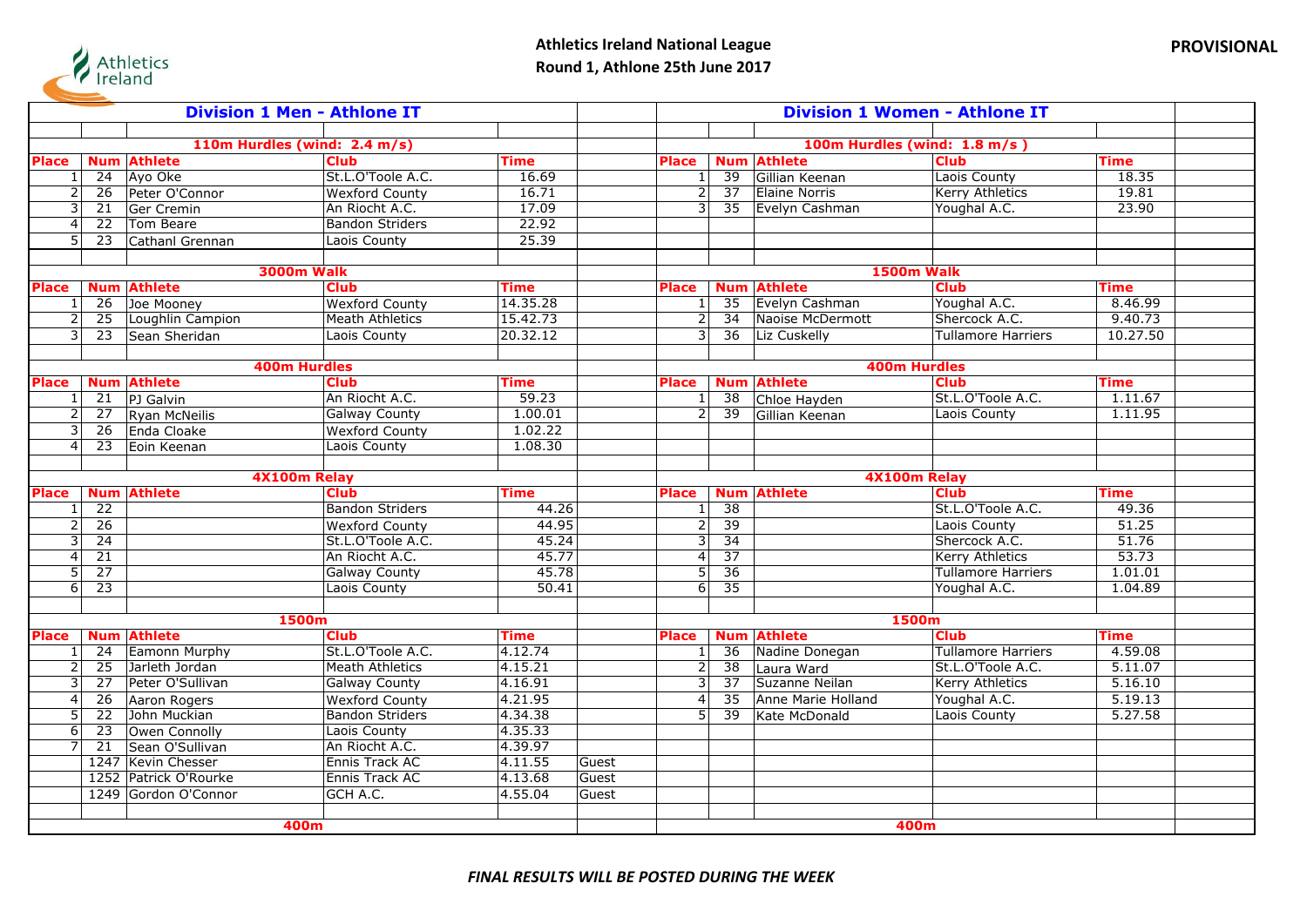**Athletics Ireland National League**
**Round 1, Athlone 25th June 2017**

**PROVISIONAL**

## Division 1 Men - Athlone IT

### 110m Hurdles (wind: 2.4 m/s)

| Place | Num | Athlete | Club | Time |
|---|---|---|---|---|
| 1 | 24 | Ayo Oke | St.L.O'Toole A.C. | 16.69 |
| 2 | 26 | Peter O'Connor | Wexford County | 16.71 |
| 3 | 21 | Ger Cremin | An Riocht A.C. | 17.09 |
| 4 | 22 | Tom Beare | Bandon Striders | 22.92 |
| 5 | 23 | Cathanl Grennan | Laois County | 25.39 |

### 3000m Walk

| Place | Num | Athlete | Club | Time |
|---|---|---|---|---|
| 1 | 26 | Joe Mooney | Wexford County | 14.35.28 |
| 2 | 25 | Loughlin Campion | Meath Athletics | 15.42.73 |
| 3 | 23 | Sean Sheridan | Laois County | 20.32.12 |

### 400m Hurdles

| Place | Num | Athlete | Club | Time |
|---|---|---|---|---|
| 1 | 21 | PJ Galvin | An Riocht A.C. | 59.23 |
| 2 | 27 | Ryan McNeilis | Galway County | 1.00.01 |
| 3 | 26 | Enda Cloake | Wexford County | 1.02.22 |
| 4 | 23 | Eoin Keenan | Laois County | 1.08.30 |

### 4X100m Relay

| Place | Num | Athlete | Club | Time |
|---|---|---|---|---|
| 1 | 22 | | Bandon Striders | 44.26 |
| 2 | 26 | | Wexford County | 44.95 |
| 3 | 24 | | St.L.O'Toole A.C. | 45.24 |
| 4 | 21 | | An Riocht A.C. | 45.77 |
| 5 | 27 | | Galway County | 45.78 |
| 6 | 23 | | Laois County | 50.41 |

### 1500m

| Place | Num | Athlete | Club | Time | |
|---|---|---|---|---|---|
| 1 | 24 | Eamonn Murphy | St.L.O'Toole A.C. | 4.12.74 | |
| 2 | 25 | Jarleth Jordan | Meath Athletics | 4.15.21 | |
| 3 | 27 | Peter O'Sullivan | Galway County | 4.16.91 | |
| 4 | 26 | Aaron Rogers | Wexford County | 4.21.95 | |
| 5 | 22 | John Muckian | Bandon Striders | 4.34.38 | |
| 6 | 23 | Owen Connolly | Laois County | 4.35.33 | |
| 7 | 21 | Sean O'Sullivan | An Riocht A.C. | 4.39.97 | |
| | 1247 | Kevin Chesser | Ennis Track AC | 4.11.55 | Guest |
| | 1252 | Patrick O'Rourke | Ennis Track AC | 4.13.68 | Guest |
| | 1249 | Gordon O'Connor | GCH A.C. | 4.55.04 | Guest |

### 400m

## Division 1 Women - Athlone IT

### 100m Hurdles (wind: 1.8 m/s )

| Place | Num | Athlete | Club | Time |
|---|---|---|---|---|
| 1 | 39 | Gillian Keenan | Laois County | 18.35 |
| 2 | 37 | Elaine Norris | Kerry Athletics | 19.81 |
| 3 | 35 | Evelyn Cashman | Youghal A.C. | 23.90 |

### 1500m Walk

| Place | Num | Athlete | Club | Time |
|---|---|---|---|---|
| 1 | 35 | Evelyn Cashman | Youghal A.C. | 8.46.99 |
| 2 | 34 | Naoise McDermott | Shercock A.C. | 9.40.73 |
| 3 | 36 | Liz Cuskelly | Tullamore Harriers | 10.27.50 |

### 400m Hurdles

| Place | Num | Athlete | Club | Time |
|---|---|---|---|---|
| 1 | 38 | Chloe Hayden | St.L.O'Toole A.C. | 1.11.67 |
| 2 | 39 | Gillian Keenan | Laois County | 1.11.95 |

### 4X100m Relay

| Place | Num | Athlete | Club | Time |
|---|---|---|---|---|
| 1 | 38 | | St.L.O'Toole A.C. | 49.36 |
| 2 | 39 | | Laois County | 51.25 |
| 3 | 34 | | Shercock A.C. | 51.76 |
| 4 | 37 | | Kerry Athletics | 53.73 |
| 5 | 36 | | Tullamore Harriers | 1.01.01 |
| 6 | 35 | | Youghal A.C. | 1.04.89 |

### 1500m

| Place | Num | Athlete | Club | Time |
|---|---|---|---|---|
| 1 | 36 | Nadine Donegan | Tullamore Harriers | 4.59.08 |
| 2 | 38 | Laura Ward | St.L.O'Toole A.C. | 5.11.07 |
| 3 | 37 | Suzanne Neilan | Kerry Athletics | 5.16.10 |
| 4 | 35 | Anne Marie Holland | Youghal A.C. | 5.19.13 |
| 5 | 39 | Kate McDonald | Laois County | 5.27.58 |

### 400m

*FINAL RESULTS WILL BE POSTED DURING THE WEEK*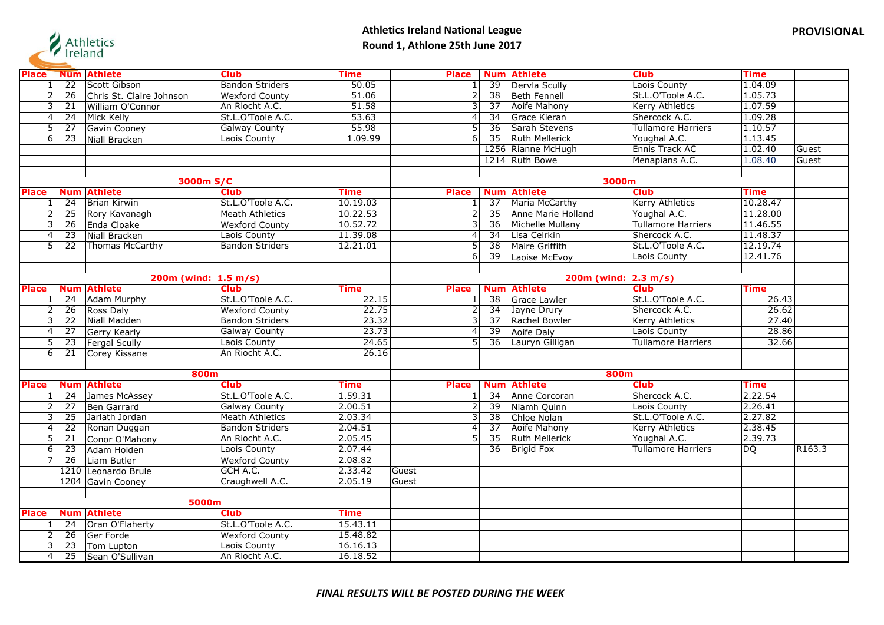**Athletics Ireland National League**
**Round 1, Athlone 25th June 2017**

**PROVISIONAL**

| Place | Num | Athlete | Club | Time | |
|---|---|---|---|---|---|
| 1 | 22 | Scott Gibson | Bandon Striders | 50.05 | |
| 2 | 26 | Chris St. Claire Johnson | Wexford County | 51.06 | |
| 3 | 21 | William O'Connor | An Riocht A.C. | 51.58 | |
| 4 | 24 | Mick Kelly | St.L.O'Toole A.C. | 53.63 | |
| 5 | 27 | Gavin Cooney | Galway County | 55.98 | |
| 6 | 23 | Niall Bracken | Laois County | 1.09.99 | |

| Place | Num | Athlete | Club | Time | |
|---|---|---|---|---|---|
| 1 | 39 | Dervla Scully | Laois County | 1.04.09 | |
| 2 | 38 | Beth Fennell | St.L.O'Toole A.C. | 1.05.73 | |
| 3 | 37 | Aoife Mahony | Kerry Athletics | 1.07.59 | |
| 4 | 34 | Grace Kieran | Shercock A.C. | 1.09.28 | |
| 5 | 36 | Sarah Stevens | Tullamore Harriers | 1.10.57 | |
| 6 | 35 | Ruth Mellerick | Youghal A.C. | 1.13.45 | |
| | 1256 | Rianne McHugh | Ennis Track AC | 1.02.40 | Guest |
| | 1214 | Ruth Bowe | Menapians A.C. | 1.08.40 | Guest |

**3000m S/C**

| Place | Num | Athlete | Club | Time |
|---|---|---|---|---|
| 1 | 24 | Brian Kirwin | St.L.O'Toole A.C. | 10.19.03 |
| 2 | 25 | Rory Kavanagh | Meath Athletics | 10.22.53 |
| 3 | 26 | Enda Cloake | Wexford County | 10.52.72 |
| 4 | 23 | Niall Bracken | Laois County | 11.39.08 |
| 5 | 22 | Thomas McCarthy | Bandon Striders | 12.21.01 |

**3000m**

| Place | Num | Athlete | Club | Time |
|---|---|---|---|---|
| 1 | 37 | Maria McCarthy | Kerry Athletics | 10.28.47 |
| 2 | 35 | Anne Marie Holland | Youghal A.C. | 11.28.00 |
| 3 | 36 | Michelle Mullany | Tullamore Harriers | 11.46.55 |
| 4 | 34 | Lisa Celrkin | Shercock A.C. | 11.48.37 |
| 5 | 38 | Maire Griffith | St.L.O'Toole A.C. | 12.19.74 |
| 6 | 39 | Laoise McEvoy | Laois County | 12.41.76 |

**200m (wind: 1.5 m/s)**

| Place | Num | Athlete | Club | Time |
|---|---|---|---|---|
| 1 | 24 | Adam Murphy | St.L.O'Toole A.C. | 22.15 |
| 2 | 26 | Ross Daly | Wexford County | 22.75 |
| 3 | 22 | Niall Madden | Bandon Striders | 23.32 |
| 4 | 27 | Gerry Kearly | Galway County | 23.73 |
| 5 | 23 | Fergal Scully | Laois County | 24.65 |
| 6 | 21 | Corey Kissane | An Riocht A.C. | 26.16 |

**200m (wind: 2.3 m/s)**

| Place | Num | Athlete | Club | Time |
|---|---|---|---|---|
| 1 | 38 | Grace Lawler | St.L.O'Toole A.C. | 26.43 |
| 2 | 34 | Jayne Drury | Shercock A.C. | 26.62 |
| 3 | 37 | Rachel Bowler | Kerry Athletics | 27.40 |
| 4 | 39 | Aoife Daly | Laois County | 28.86 |
| 5 | 36 | Lauryn Gilligan | Tullamore Harriers | 32.66 |

**800m**

| Place | Num | Athlete | Club | Time | |
|---|---|---|---|---|---|
| 1 | 24 | James McAssey | St.L.O'Toole A.C. | 1.59.31 | |
| 2 | 27 | Ben Garrard | Galway County | 2.00.51 | |
| 3 | 25 | Jarlath Jordan | Meath Athletics | 2.03.34 | |
| 4 | 22 | Ronan Duggan | Bandon Striders | 2.04.51 | |
| 5 | 21 | Conor O'Mahony | An Riocht A.C. | 2.05.45 | |
| 6 | 23 | Adam Holden | Laois County | 2.07.44 | |
| 7 | 26 | Liam Butler | Wexford County | 2.08.82 | |
| | 1210 | Leonardo Brule | GCH A.C. | 2.33.42 | Guest |
| | 1204 | Gavin Cooney | Craughwell A.C. | 2.05.19 | Guest |

**800m**

| Place | Num | Athlete | Club | Time | |
|---|---|---|---|---|---|
| 1 | 34 | Anne Corcoran | Shercock A.C. | 2.22.54 | |
| 2 | 39 | Niamh Quinn | Laois County | 2.26.41 | |
| 3 | 38 | Chloe Nolan | St.L.O'Toole A.C. | 2.27.82 | |
| 4 | 37 | Aoife Mahony | Kerry Athletics | 2.38.45 | |
| 5 | 35 | Ruth Mellerick | Youghal A.C. | 2.39.73 | |
| | 36 | Brigid Fox | Tullamore Harriers | DQ | R163.3 |

**5000m**

| Place | Num | Athlete | Club | Time |
|---|---|---|---|---|
| 1 | 24 | Oran O'Flaherty | St.L.O'Toole A.C. | 15.43.11 |
| 2 | 26 | Ger Forde | Wexford County | 15.48.82 |
| 3 | 23 | Tom Lupton | Laois County | 16.16.13 |
| 4 | 25 | Sean O'Sullivan | An Riocht A.C. | 16.18.52 |

***FINAL RESULTS WILL BE POSTED DURING THE WEEK***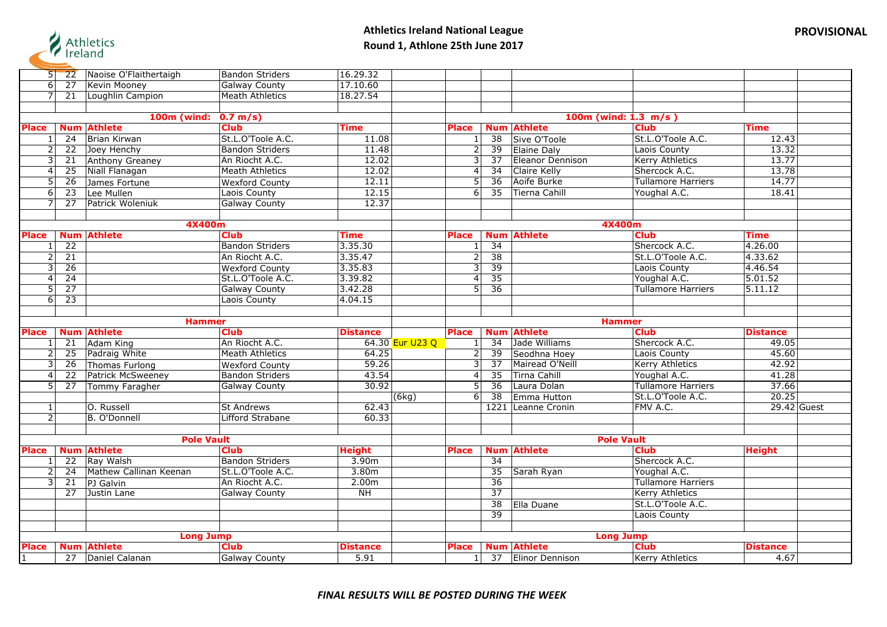**Athletics Ireland National League**
**Round 1, Athlone 25th June 2017**

**PROVISIONAL**

| | | | | | | | | | | |
|---|---|---|---|---|---|---|---|---|---|---|
| 5 | 22 | Naoise O'Flaithertaigh | Bandon Striders | 16.29.32 | | | | | | |
| 6 | 27 | Kevin Mooney | Galway County | 17.10.60 | | | | | | |
| 7 | 21 | Loughlin Campion | Meath Athletics | 18.27.54 | | | | | | |

| 100m (wind: 0.7 m/s) | | | | | | 100m (wind: 1.3 m/s ) | | | | |
|---|---|---|---|---|---|---|---|---|---|---|
| **Place** | **Num** | **Athlete** | **Club** | **Time** | | **Place** | **Num** | **Athlete** | **Club** | **Time** |
| 1 | 24 | Brian Kirwan | St.L.O'Toole A.C. | 11.08 | | 1 | 38 | Sive O'Toole | St.L.O'Toole A.C. | 12.43 |
| 2 | 22 | Joey Henchy | Bandon Striders | 11.48 | | 2 | 39 | Elaine Daly | Laois County | 13.32 |
| 3 | 21 | Anthony Greaney | An Riocht A.C. | 12.02 | | 3 | 37 | Eleanor Dennison | Kerry Athletics | 13.77 |
| 4 | 25 | Niall Flanagan | Meath Athletics | 12.02 | | 4 | 34 | Claire Kelly | Shercock A.C. | 13.78 |
| 5 | 26 | James Fortune | Wexford County | 12.11 | | 5 | 36 | Aoife Burke | Tullamore Harriers | 14.77 |
| 6 | 23 | Lee Mullen | Laois County | 12.15 | | 6 | 35 | Tierna Cahill | Youghal A.C. | 18.41 |
| 7 | 27 | Patrick Woleniuk | Galway County | 12.37 | | | | | | |

| 4X400m | | | | | | 4X400m | | | | |
|---|---|---|---|---|---|---|---|---|---|---|
| **Place** | **Num** | **Athlete** | **Club** | **Time** | | **Place** | **Num** | **Athlete** | **Club** | **Time** |
| 1 | 22 | | Bandon Striders | 3.35.30 | | 1 | 34 | | Shercock A.C. | 4.26.00 |
| 2 | 21 | | An Riocht A.C. | 3.35.47 | | 2 | 38 | | St.L.O'Toole A.C. | 4.33.62 |
| 3 | 26 | | Wexford County | 3.35.83 | | 3 | 39 | | Laois County | 4.46.54 |
| 4 | 24 | | St.L.O'Toole A.C. | 3.39.82 | | 4 | 35 | | Youghal A.C. | 5.01.52 |
| 5 | 27 | | Galway County | 3.42.28 | | 5 | 36 | | Tullamore Harriers | 5.11.12 |
| 6 | 23 | | Laois County | 4.04.15 | | | | | | |

| Hammer | | | | | | Hammer | | | | | |
|---|---|---|---|---|---|---|---|---|---|---|---|
| **Place** | **Num** | **Athlete** | **Club** | **Distance** | | **Place** | **Num** | **Athlete** | **Club** | **Distance** | |
| 1 | 21 | Adam King | An Riocht A.C. | 64.30 | Eur U23 Q | 1 | 34 | Jade Williams | Shercock A.C. | 49.05 | |
| 2 | 25 | Padraig White | Meath Athletics | 64.25 | | 2 | 39 | Seodhna Hoey | Laois County | 45.60 | |
| 3 | 26 | Thomas Furlong | Wexford County | 59.26 | | 3 | 37 | Mairead O'Neill | Kerry Athletics | 42.92 | |
| 4 | 22 | Patrick McSweeney | Bandon Striders | 43.54 | | 4 | 35 | Tirna Cahill | Youghal A.C. | 41.28 | |
| 5 | 27 | Tommy Faragher | Galway County | 30.92 | | 5 | 36 | Laura Dolan | Tullamore Harriers | 37.66 | |
| | | | | | (6kg) | 6 | 38 | Emma Hutton | St.L.O'Toole A.C. | 20.25 | |
| 1 | | O. Russell | St Andrews | 62.43 | | | 1221 | Leanne Cronin | FMV A.C. | 29.42 | Guest |
| 2 | | B. O'Donnell | Lifford Strabane | 60.33 | | | | | | | |

| Pole Vault | | | | | | Pole Vault | | | | |
|---|---|---|---|---|---|---|---|---|---|---|
| **Place** | **Num** | **Athlete** | **Club** | **Height** | | **Place** | **Num** | **Athlete** | **Club** | **Height** |
| 1 | 22 | Ray Walsh | Bandon Striders | 3.90m | | | 34 | | Shercock A.C. | |
| 2 | 24 | Mathew Callinan Keenan | St.L.O'Toole A.C. | 3.80m | | | 35 | Sarah Ryan | Youghal A.C. | |
| 3 | 21 | PJ Galvin | An Riocht A.C. | 2.00m | | | 36 | | Tullamore Harriers | |
| | 27 | Justin Lane | Galway County | NH | | | 37 | | Kerry Athletics | |
| | | | | | | | 38 | Ella Duane | St.L.O'Toole A.C. | |
| | | | | | | | 39 | | Laois County | |

| Long Jump | | | | | | Long Jump | | | | |
|---|---|---|---|---|---|---|---|---|---|---|
| **Place** | **Num** | **Athlete** | **Club** | **Distance** | | **Place** | **Num** | **Athlete** | **Club** | **Distance** |
| 1 | 27 | Daniel Calanan | Galway County | 5.91 | | 1 | 37 | Elinor Dennison | Kerry Athletics | 4.67 |

***FINAL RESULTS WILL BE POSTED DURING THE WEEK***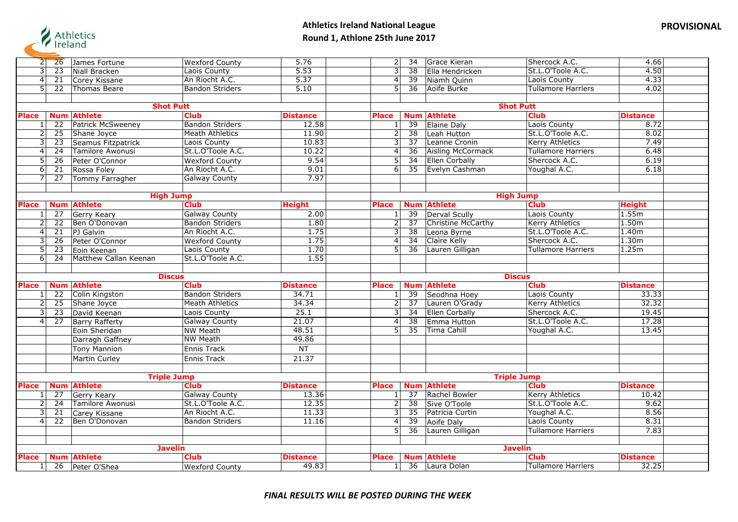**Athletics Ireland National League**

**Round 1, Athlone 25th June 2017**

**PROVISIONAL**

| | | | | |
|---|---|---|---|---|
| 2 | 26 | James Fortune | Wexford County | 5.76 |
| 3 | 23 | Niall Bracken | Laois County | 5.53 |
| 4 | 21 | Corey Kissane | An Riocht A.C. | 5.37 |
| 5 | 22 | Thomas Beare | Bandon Striders | 5.10 |

| | | | | |
|---|---|---|---|---|
| 2 | 34 | Grace Kieran | Shercock A.C. | 4.66 |
| 3 | 38 | Ella Hendricken | St.L.O'Toole A.C. | 4.50 |
| 4 | 39 | Niamh Quinn | Laois County | 4.33 |
| 5 | 36 | Aoife Burke | Tullamore Harriers | 4.02 |

### Shot Putt

| Place | Num | Athlete | Club | Distance |
|---|---|---|---|---|
| 1 | 22 | Patrick McSweeney | Bandon Striders | 12.58 |
| 2 | 25 | Shane Joyce | Meath Athletics | 11.90 |
| 3 | 23 | Seamus Fitzpatrick | Laois County | 10.83 |
| 4 | 24 | Tamilore Awonusi | St.L.O'Toole A.C. | 10.22 |
| 5 | 26 | Peter O'Connor | Wexford County | 9.54 |
| 6 | 21 | Rossa Foley | An Riocht A.C. | 9.01 |
| 7 | 27 | Tommy Farragher | Galway County | 7.97 |

### Shot Putt

| Place | Num | Athlete | Club | Distance |
|---|---|---|---|---|
| 1 | 39 | Elaine Daly | Laois County | 8.72 |
| 2 | 38 | Leah Hutton | St.L.O'Toole A.C. | 8.02 |
| 3 | 37 | Leanne Cronin | Kerry Athletics | 7.49 |
| 4 | 36 | Aisling McCormack | Tullamore Harriers | 6.48 |
| 5 | 34 | Ellen Corbally | Shercock A.C. | 6.19 |
| 6 | 35 | Evelyn Cashman | Youghal A.C. | 6.18 |

### High Jump

| Place | Num | Athlete | Club | Height |
|---|---|---|---|---|
| 1 | 27 | Gerry Keary | Galway County | 2.00 |
| 2 | 22 | Ben O'Donovan | Bandon Striders | 1.80 |
| 4 | 21 | PJ Galvin | An Riocht A.C. | 1.75 |
| 3 | 26 | Peter O'Connor | Wexford County | 1.75 |
| 5 | 23 | Eoin Keenan | Laois County | 1.70 |
| 6 | 24 | Matthew Callan Keenan | St.L.O'Toole A.C. | 1.55 |

### High Jump

| Place | Num | Athlete | Club | Height |
|---|---|---|---|---|
| 1 | 39 | Derval Scully | Laois County | 1.55m |
| 2 | 37 | Christine McCarthy | Kerry Athletics | 1.50m |
| 3 | 38 | Leona Byrne | St.L.O'Toole A.C. | 1.40m |
| 4 | 34 | Claire Kelly | Shercock A.C. | 1.30m |
| 5 | 36 | Lauren Gilligan | Tullamore Harriers | 1.25m |

### Discus

| Place | Num | Athlete | Club | Distance |
|---|---|---|---|---|
| 1 | 22 | Colin Kingston | Bandon Striders | 34.71 |
| 2 | 25 | Shane Joyce | Meath Athletics | 34.34 |
| 3 | 23 | David Keenan | Laois County | 25.1 |
| 4 | 27 | Barry Rafferty | Galway County | 21.07 |
| | | Eoin Sheridan | NW Meath | 48.51 |
| | | Darragh Gaffney | NW Meath | 49.86 |
| | | Tony Mannion | Ennis Track | NT |
| | | Martin Curley | Ennis Track | 21.37 |

### Discus

| Place | Num | Athlete | Club | Distance |
|---|---|---|---|---|
| 1 | 39 | Seodhna Hoey | Laois County | 33.33 |
| 2 | 37 | Lauren O'Grady | Kerry Athletics | 32.32 |
| 3 | 34 | Ellen Corbally | Shercock A.C. | 19.45 |
| 4 | 38 | Emma Hutton | St.L.O'Toole A.C. | 17.28 |
| 5 | 35 | Tirna Cahill | Youghal A.C. | 13.45 |

### Triple Jump

| Place | Num | Athlete | Club | Distance |
|---|---|---|---|---|
| 1 | 27 | Gerry Keary | Galway County | 13.36 |
| 2 | 24 | Tamilore Awonusi | St.L.O'Toole A.C. | 12.35 |
| 3 | 21 | Carey Kissane | An Riocht A.C. | 11.33 |
| 4 | 22 | Ben O'Donovan | Bandon Striders | 11.16 |

### Triple Jump

| Place | Num | Athlete | Club | Distance |
|---|---|---|---|---|
| 1 | 37 | Rachel Bowler | Kerry Athletics | 10.42 |
| 2 | 38 | Sive O'Toole | St.L.O'Toole A.C. | 9.62 |
| 3 | 35 | Patricia Curtin | Youghal A.C. | 8.56 |
| 4 | 39 | Aoife Daly | Laois County | 8.31 |
| 5 | 36 | Lauren Gilligan | Tullamore Harriers | 7.83 |

### Javelin

| Place | Num | Athlete | Club | Distance |
|---|---|---|---|---|
| 1 | 26 | Peter O'Shea | Wexford County | 49.83 |

### Javelin

| Place | Num | Athlete | Club | Distance |
|---|---|---|---|---|
| 1 | 36 | Laura Dolan | Tullamore Harriers | 32.25 |

***FINAL RESULTS WILL BE POSTED DURING THE WEEK***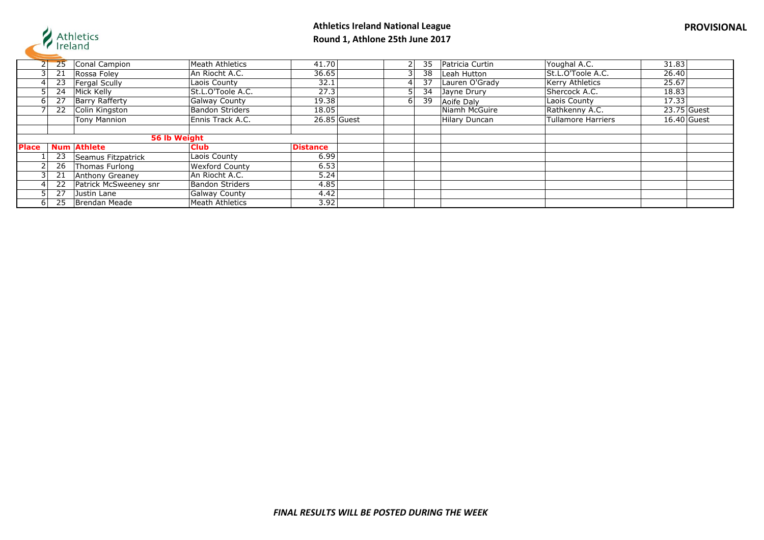**Athletics Ireland National League**
**Round 1, Athlone 25th June 2017**

**PROVISIONAL**

| | | | | | | | | | | | |
|---|---|---|---|---|---|---|---|---|---|---|---|
| 2 | 25 | Conal Campion | Meath Athletics | 41.70 | | 2 | 35 | Patricia Curtin | Youghal A.C. | 31.83 | |
| 3 | 21 | Rossa Foley | An Riocht A.C. | 36.65 | | 3 | 38 | Leah Hutton | St.L.O'Toole A.C. | 26.40 | |
| 4 | 23 | Fergal Scully | Laois County | 32.1 | | 4 | 37 | Lauren O'Grady | Kerry Athletics | 25.67 | |
| 5 | 24 | Mick Kelly | St.L.O'Toole A.C. | 27.3 | | 5 | 34 | Jayne Drury | Shercock A.C. | 18.83 | |
| 6 | 27 | Barry Rafferty | Galway County | 19.38 | | 6 | 39 | Aoife Daly | Laois County | 17.33 | |
| 7 | 22 | Colin Kingston | Bandon Striders | 18.05 | | | | Niamh McGuire | Rathkenny A.C. | 23.75 | Guest |
| | | Tony Mannion | Ennis Track A.C. | 26.85 | Guest | | | Hilary Duncan | Tullamore Harriers | 16.40 | Guest |
| | | | | | | | | | | | |
| | | **56 lb Weight** | | | | | | | | | |
| **Place** | **Num** | **Athlete** | **Club** | **Distance** | | | | | | | |
| 1 | 23 | Seamus Fitzpatrick | Laois County | 6.99 | | | | | | | |
| 2 | 26 | Thomas Furlong | Wexford County | 6.53 | | | | | | | |
| 3 | 21 | Anthony Greaney | An Riocht A.C. | 5.24 | | | | | | | |
| 4 | 22 | Patrick McSweeney snr | Bandon Striders | 4.85 | | | | | | | |
| 5 | 27 | Justin Lane | Galway County | 4.42 | | | | | | | |
| 6 | 25 | Brendan Meade | Meath Athletics | 3.92 | | | | | | | |

***FINAL RESULTS WILL BE POSTED DURING THE WEEK***